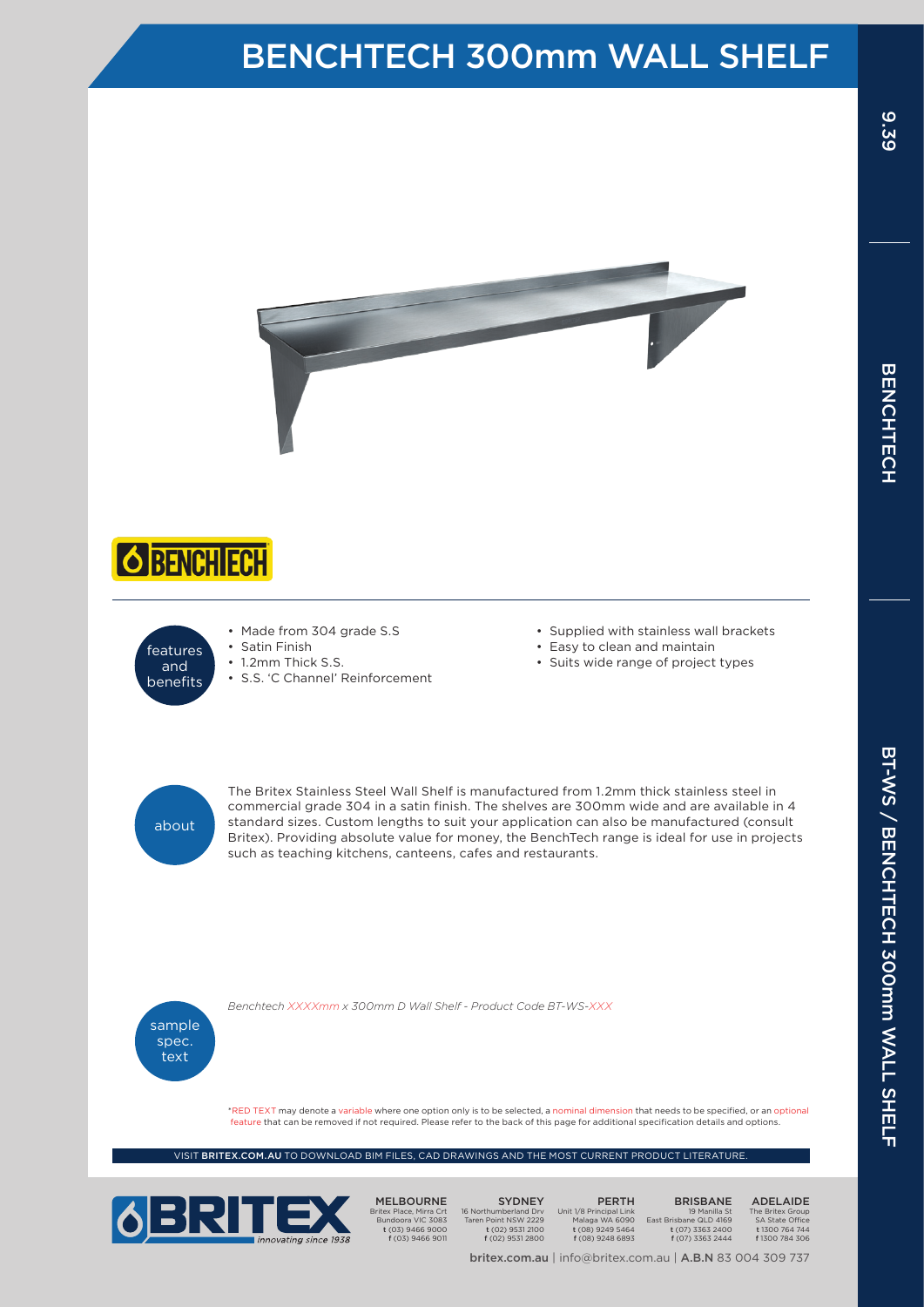# BENCHTECH 300mm WALL SHELF

## features and benefits

- Made from 304 grade S.S
- Satin Finish
- 1.2mm Thick S.S.
- S.S. 'C Channel' Reinforcement
- Supplied with stainless wall brackets
- Easy to clean and maintain
- Suits wide range of project types

## about

The Britex Stainless Steel Wall Shelf is manufactured from 1.2mm thick stainless steel in commercial grade 304 in a satin finish. The shelves are 300mm wide and are available in 4 standard sizes. Custom lengths to suit your application can also be manufactured (consult Britex). Providing absolute value for money, the BenchTech range is ideal for use in projects such as teaching kitchens, canteens, cafes and restaurants.

## sample spec. text

*Benchtech XXXXmm x 300mm D Wall Shelf - Product Code BT-WS-XXX*

*RED TEXT may denote a variable where one option only is to be selected, a nominal dimension that needs to be specified, or an optional feature that can be removed if not required. Please refer to the back of this page for additional specification details and options.

VISIT **BRITEX.COM.AU** TO DOWNLOAD BIM FILES, CAD DRAWINGS AND THE MOST CURRENT PRODUCT LITERATURE.

BRITEX innovating since 1938

**MELBOURNE**
Britex Place, Mirra Crt
Bundoora VIC 3083
t (03) 9466 9000
f (03) 9466 9011

**SYDNEY**
16 Northumberland Drv
Taren Point NSW 2229
t (02) 9531 2100
f (02) 9531 2800

**PERTH**
Unit 1/8 Principal Link
Malaga WA 6090
t (08) 9249 5464
f (08) 9248 6893

**BRISBANE**
19 Manilla St
East Brisbane QLD 4169
t (07) 3363 2400
f (07) 3363 2444

**ADELAIDE**
The Britex Group
SA State Office
t 1300 764 744
f 1300 784 306

**britex.com.au** | info@britex.com.au | **A.B.N** 83 004 309 737

BENCHTECH

BT-WS / BENCHTECH 300mm WALL SHELF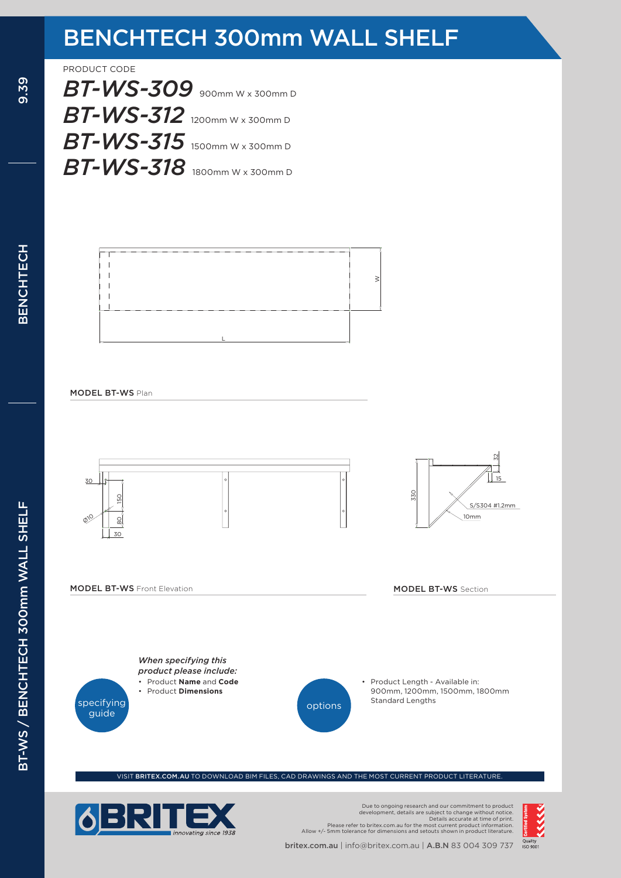# BENCHTECH 300mm WALL SHELF

PRODUCT CODE

***BT-WS-309*** 900mm W x 300mm D

***BT-WS-312*** 1200mm W x 300mm D

***BT-WS-315*** 1500mm W x 300mm D

***BT-WS-318*** 1800mm W x 300mm D

W

L

**MODEL BT-WS** Plan

30

150

Ø10

80

30

**MODEL BT-WS** Front Elevation

32

15

330

S/S304 #1.2mm

10mm

**MODEL BT-WS** Section

specifying guide

*When specifying this product please include:*

- Product **Name** and **Code**
- Product **Dimensions**

options

- Product Length - Available in: 900mm, 1200mm, 1500mm, 1800mm Standard Lengths

VISIT **BRITEX.COM.AU** TO DOWNLOAD BIM FILES, CAD DRAWINGS AND THE MOST CURRENT PRODUCT LITERATURE.

BRITEX innovating since 1938

Due to ongoing research and our commitment to product development, details are subject to change without notice. Details accurate at time of print. Please refer to britex.com.au for the most current product information. Allow +/- 5mm tolerance for dimensions and setouts shown in product literature.

**britex.com.au** | info@britex.com.au | **A.B.N** 83 004 309 737

Certified System Quality ISO 9001